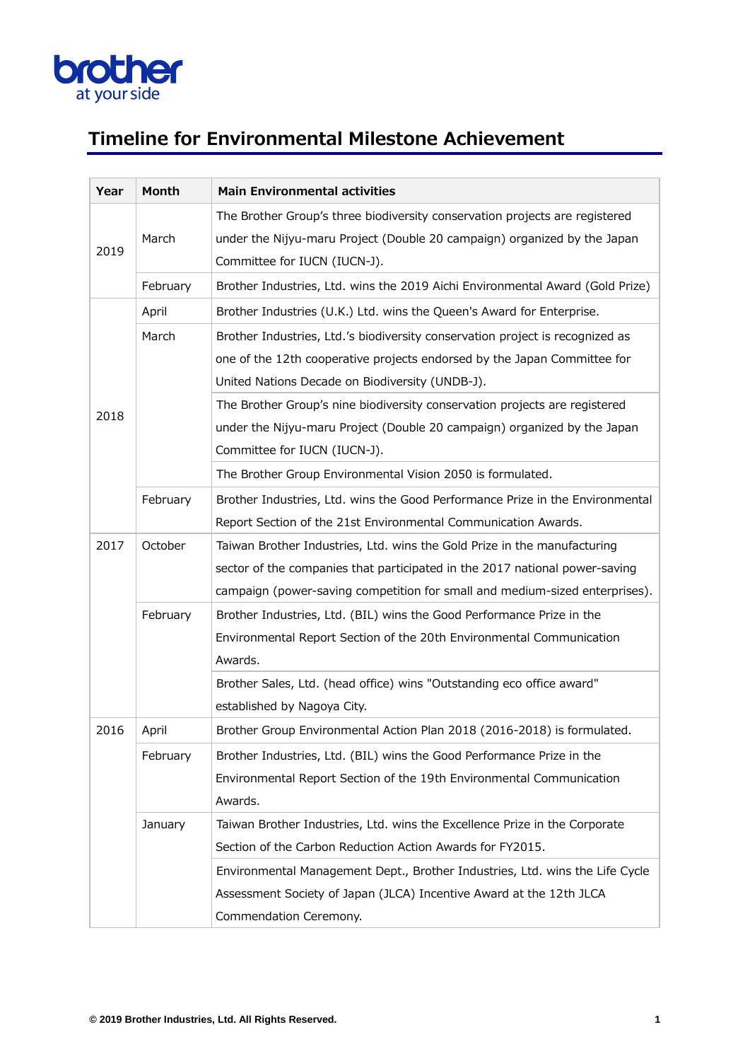# Timeline for Environmental Milestone Achievement

| Year | Month | Main Environmental activities |
|---|---|---|
| 2019 | March | The Brother Group's three biodiversity conservation projects are registered under the Nijyu-maru Project (Double 20 campaign) organized by the Japan Committee for IUCN (IUCN-J). |
| | February | Brother Industries, Ltd. wins the 2019 Aichi Environmental Award (Gold Prize) |
| 2018 | April | Brother Industries (U.K.) Ltd. wins the Queen's Award for Enterprise. |
| | March | Brother Industries, Ltd.'s biodiversity conservation project is recognized as one of the 12th cooperative projects endorsed by the Japan Committee for United Nations Decade on Biodiversity (UNDB-J). |
| | | The Brother Group's nine biodiversity conservation projects are registered under the Nijyu-maru Project (Double 20 campaign) organized by the Japan Committee for IUCN (IUCN-J). |
| | | The Brother Group Environmental Vision 2050 is formulated. |
| | February | Brother Industries, Ltd. wins the Good Performance Prize in the Environmental Report Section of the 21st Environmental Communication Awards. |
| 2017 | October | Taiwan Brother Industries, Ltd. wins the Gold Prize in the manufacturing sector of the companies that participated in the 2017 national power-saving campaign (power-saving competition for small and medium-sized enterprises). |
| | February | Brother Industries, Ltd. (BIL) wins the Good Performance Prize in the Environmental Report Section of the 20th Environmental Communication Awards. |
| | | Brother Sales, Ltd. (head office) wins "Outstanding eco office award" established by Nagoya City. |
| 2016 | April | Brother Group Environmental Action Plan 2018 (2016-2018) is formulated. |
| | February | Brother Industries, Ltd. (BIL) wins the Good Performance Prize in the Environmental Report Section of the 19th Environmental Communication Awards. |
| | January | Taiwan Brother Industries, Ltd. wins the Excellence Prize in the Corporate Section of the Carbon Reduction Action Awards for FY2015. |
| | | Environmental Management Dept., Brother Industries, Ltd. wins the Life Cycle Assessment Society of Japan (JLCA) Incentive Award at the 12th JLCA Commendation Ceremony. |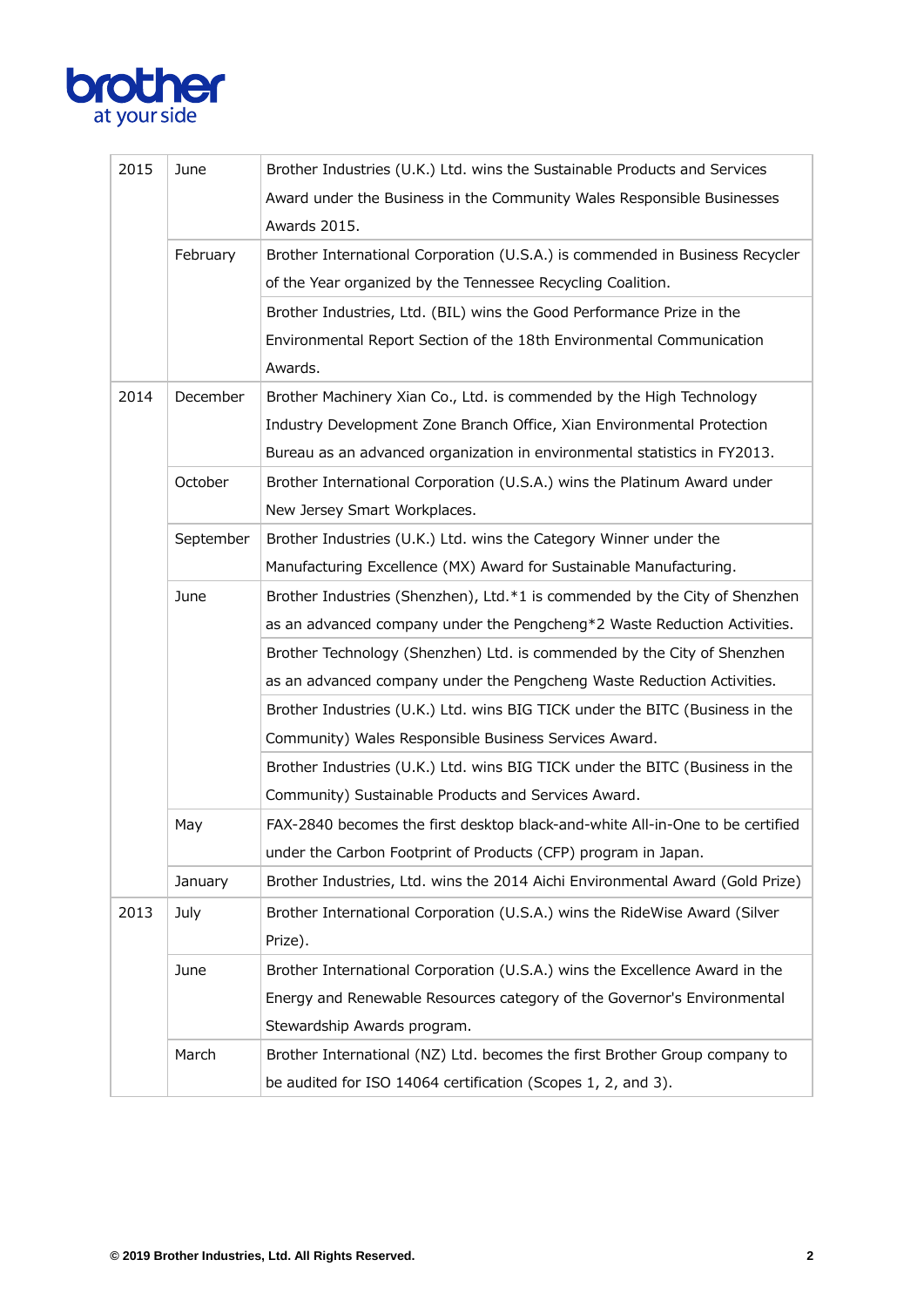| 2015 | June | Brother Industries (U.K.) Ltd. wins the Sustainable Products and Services Award under the Business in the Community Wales Responsible Businesses Awards 2015. |
|---|---|---|
| | February | Brother International Corporation (U.S.A.) is commended in Business Recycler of the Year organized by the Tennessee Recycling Coalition. |
| | | Brother Industries, Ltd. (BIL) wins the Good Performance Prize in the Environmental Report Section of the 18th Environmental Communication Awards. |
| 2014 | December | Brother Machinery Xian Co., Ltd. is commended by the High Technology Industry Development Zone Branch Office, Xian Environmental Protection Bureau as an advanced organization in environmental statistics in FY2013. |
| | October | Brother International Corporation (U.S.A.) wins the Platinum Award under New Jersey Smart Workplaces. |
| | September | Brother Industries (U.K.) Ltd. wins the Category Winner under the Manufacturing Excellence (MX) Award for Sustainable Manufacturing. |
| | June | Brother Industries (Shenzhen), Ltd.*1 is commended by the City of Shenzhen as an advanced company under the Pengcheng*2 Waste Reduction Activities. |
| | | Brother Technology (Shenzhen) Ltd. is commended by the City of Shenzhen as an advanced company under the Pengcheng Waste Reduction Activities. |
| | | Brother Industries (U.K.) Ltd. wins BIG TICK under the BITC (Business in the Community) Wales Responsible Business Services Award. |
| | | Brother Industries (U.K.) Ltd. wins BIG TICK under the BITC (Business in the Community) Sustainable Products and Services Award. |
| | May | FAX-2840 becomes the first desktop black-and-white All-in-One to be certified under the Carbon Footprint of Products (CFP) program in Japan. |
| | January | Brother Industries, Ltd. wins the 2014 Aichi Environmental Award (Gold Prize) |
| 2013 | July | Brother International Corporation (U.S.A.) wins the RideWise Award (Silver Prize). |
| | June | Brother International Corporation (U.S.A.) wins the Excellence Award in the Energy and Renewable Resources category of the Governor's Environmental Stewardship Awards program. |
| | March | Brother International (NZ) Ltd. becomes the first Brother Group company to be audited for ISO 14064 certification (Scopes 1, 2, and 3). |

**© 2019 Brother Industries, Ltd. All Rights Reserved.**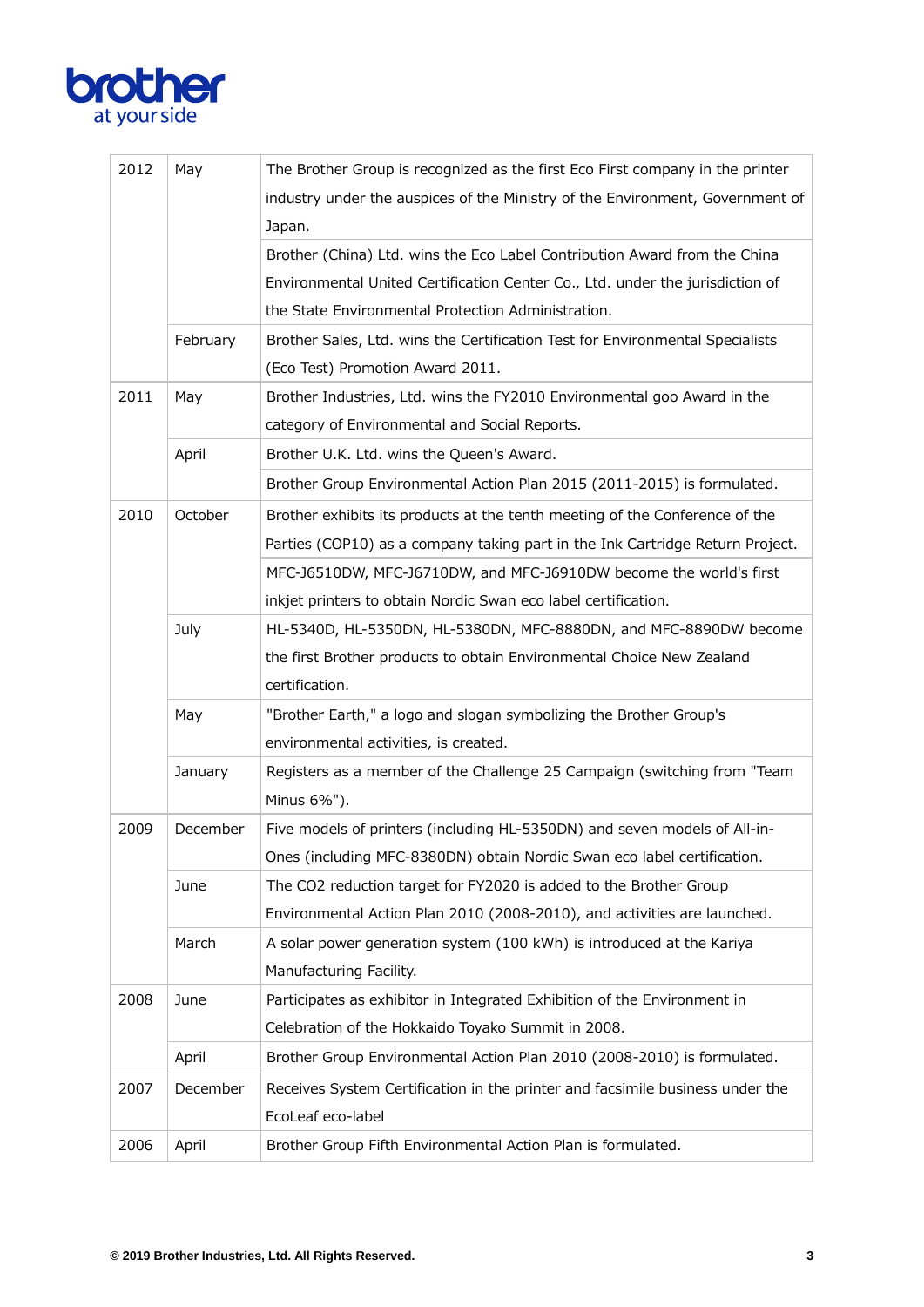| | | |
|---|---|---|
| 2012 | May | The Brother Group is recognized as the first Eco First company in the printer industry under the auspices of the Ministry of the Environment, Government of Japan. |
| | | Brother (China) Ltd. wins the Eco Label Contribution Award from the China Environmental United Certification Center Co., Ltd. under the jurisdiction of the State Environmental Protection Administration. |
| | February | Brother Sales, Ltd. wins the Certification Test for Environmental Specialists (Eco Test) Promotion Award 2011. |
| 2011 | May | Brother Industries, Ltd. wins the FY2010 Environmental goo Award in the category of Environmental and Social Reports. |
| | April | Brother U.K. Ltd. wins the Queen's Award. |
| | | Brother Group Environmental Action Plan 2015 (2011-2015) is formulated. |
| 2010 | October | Brother exhibits its products at the tenth meeting of the Conference of the Parties (COP10) as a company taking part in the Ink Cartridge Return Project. |
| | | MFC-J6510DW, MFC-J6710DW, and MFC-J6910DW become the world's first inkjet printers to obtain Nordic Swan eco label certification. |
| | July | HL-5340D, HL-5350DN, HL-5380DN, MFC-8880DN, and MFC-8890DW become the first Brother products to obtain Environmental Choice New Zealand certification. |
| | May | "Brother Earth," a logo and slogan symbolizing the Brother Group's environmental activities, is created. |
| | January | Registers as a member of the Challenge 25 Campaign (switching from "Team Minus 6%"). |
| 2009 | December | Five models of printers (including HL-5350DN) and seven models of All-in-Ones (including MFC-8380DN) obtain Nordic Swan eco label certification. |
| | June | The CO2 reduction target for FY2020 is added to the Brother Group Environmental Action Plan 2010 (2008-2010), and activities are launched. |
| | March | A solar power generation system (100 kWh) is introduced at the Kariya Manufacturing Facility. |
| 2008 | June | Participates as exhibitor in Integrated Exhibition of the Environment in Celebration of the Hokkaido Toyako Summit in 2008. |
| | April | Brother Group Environmental Action Plan 2010 (2008-2010) is formulated. |
| 2007 | December | Receives System Certification in the printer and facsimile business under the EcoLeaf eco-label |
| 2006 | April | Brother Group Fifth Environmental Action Plan is formulated. |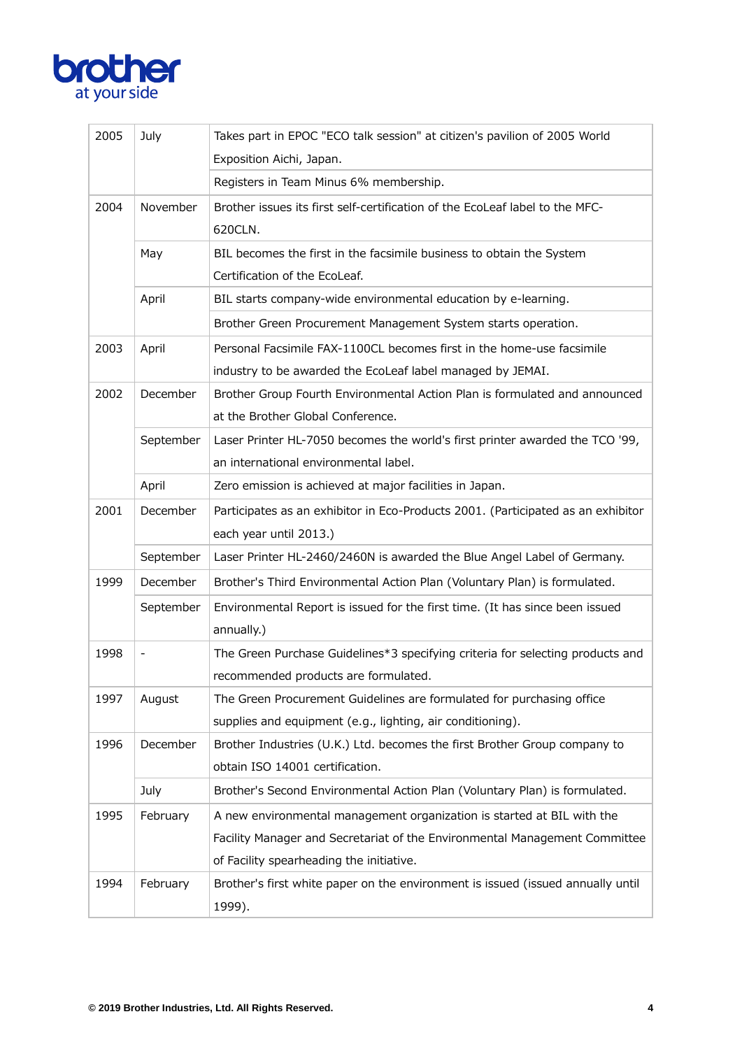| | | |
|---|---|---|
| 2005 | July | Takes part in EPOC "ECO talk session" at citizen's pavilion of 2005 World Exposition Aichi, Japan. |
| | | Registers in Team Minus 6% membership. |
| 2004 | November | Brother issues its first self-certification of the EcoLeaf label to the MFC-620CLN. |
| | May | BIL becomes the first in the facsimile business to obtain the System Certification of the EcoLeaf. |
| | April | BIL starts company-wide environmental education by e-learning. |
| | | Brother Green Procurement Management System starts operation. |
| 2003 | April | Personal Facsimile FAX-1100CL becomes first in the home-use facsimile industry to be awarded the EcoLeaf label managed by JEMAI. |
| 2002 | December | Brother Group Fourth Environmental Action Plan is formulated and announced at the Brother Global Conference. |
| | September | Laser Printer HL-7050 becomes the world's first printer awarded the TCO '99, an international environmental label. |
| | April | Zero emission is achieved at major facilities in Japan. |
| 2001 | December | Participates as an exhibitor in Eco-Products 2001. (Participated as an exhibitor each year until 2013.) |
| | September | Laser Printer HL-2460/2460N is awarded the Blue Angel Label of Germany. |
| 1999 | December | Brother's Third Environmental Action Plan (Voluntary Plan) is formulated. |
| | September | Environmental Report is issued for the first time. (It has since been issued annually.) |
| 1998 | - | The Green Purchase Guidelines*3 specifying criteria for selecting products and recommended products are formulated. |
| 1997 | August | The Green Procurement Guidelines are formulated for purchasing office supplies and equipment (e.g., lighting, air conditioning). |
| 1996 | December | Brother Industries (U.K.) Ltd. becomes the first Brother Group company to obtain ISO 14001 certification. |
| | July | Brother's Second Environmental Action Plan (Voluntary Plan) is formulated. |
| 1995 | February | A new environmental management organization is started at BIL with the Facility Manager and Secretariat of the Environmental Management Committee of Facility spearheading the initiative. |
| 1994 | February | Brother's first white paper on the environment is issued (issued annually until 1999). |

© 2019 Brother Industries, Ltd. All Rights Reserved.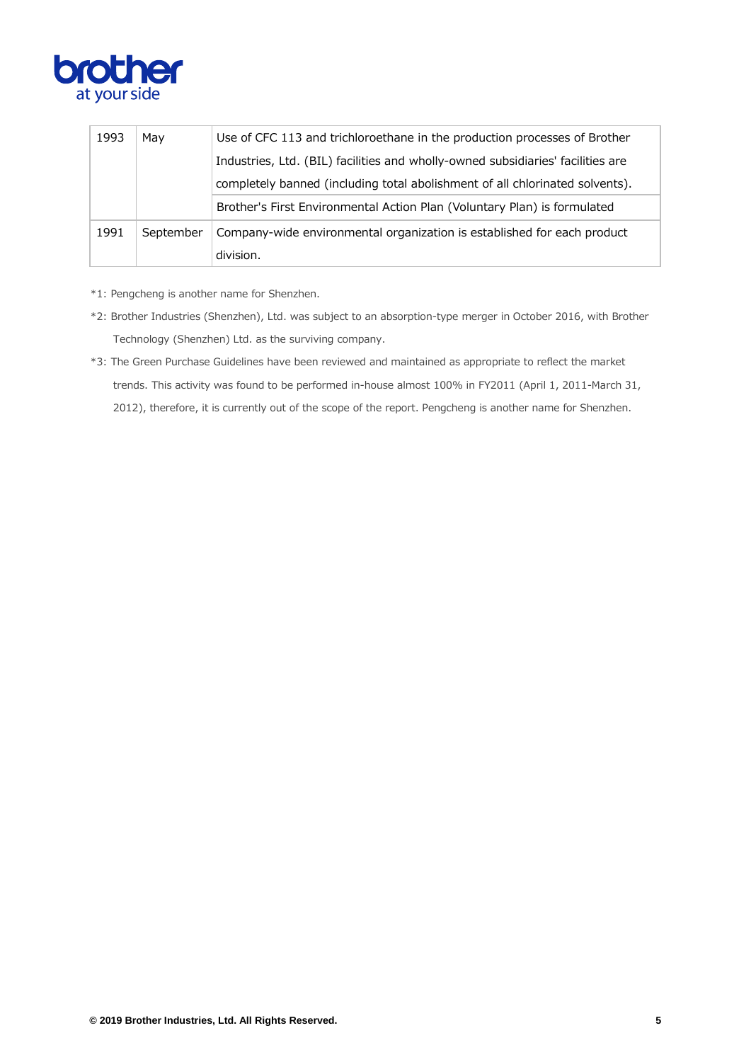| | | |
|---|---|---|
| 1993 | May | Use of CFC 113 and trichloroethane in the production processes of Brother Industries, Ltd. (BIL) facilities and wholly-owned subsidiaries' facilities are completely banned (including total abolishment of all chlorinated solvents). |
| | | Brother's First Environmental Action Plan (Voluntary Plan) is formulated |
| 1991 | September | Company-wide environmental organization is established for each product division. |

*1: Pengcheng is another name for Shenzhen.

*2: Brother Industries (Shenzhen), Ltd. was subject to an absorption-type merger in October 2016, with Brother Technology (Shenzhen) Ltd. as the surviving company.

*3: The Green Purchase Guidelines have been reviewed and maintained as appropriate to reflect the market trends. This activity was found to be performed in-house almost 100% in FY2011 (April 1, 2011-March 31, 2012), therefore, it is currently out of the scope of the report. Pengcheng is another name for Shenzhen.

**© 2019 Brother Industries, Ltd. All Rights Reserved.**